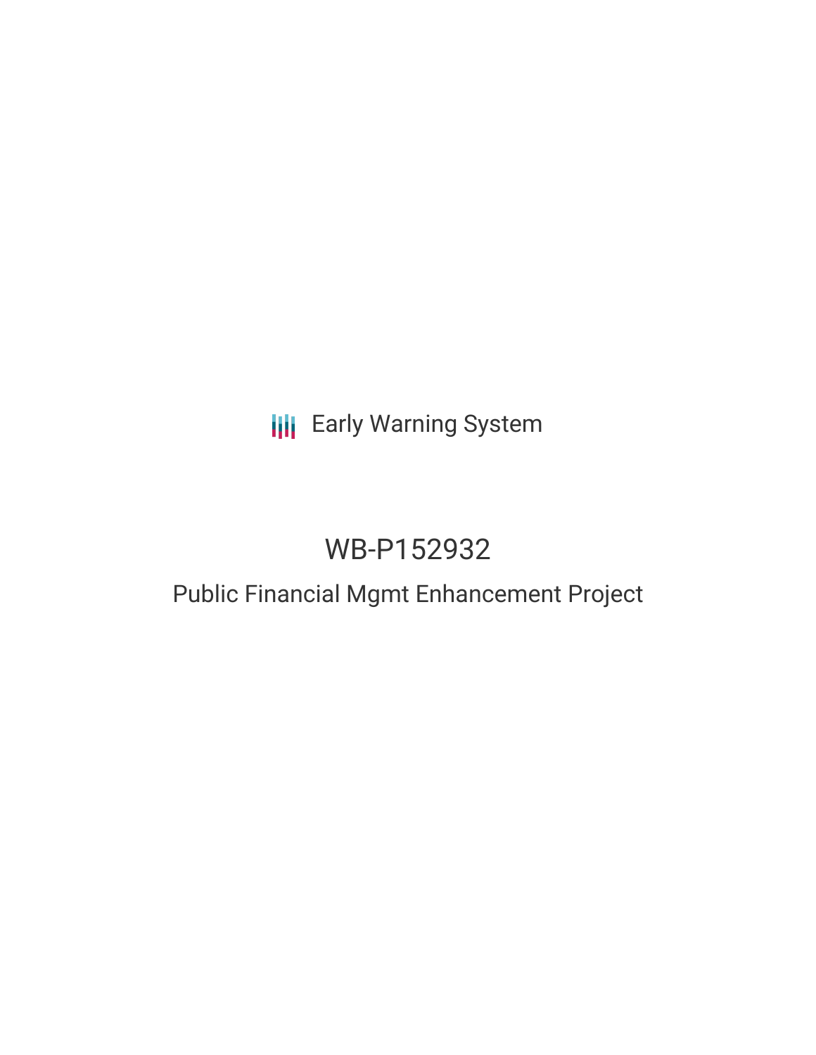Early Warning System

# WB-P152932

## Public Financial Mgmt Enhancement Project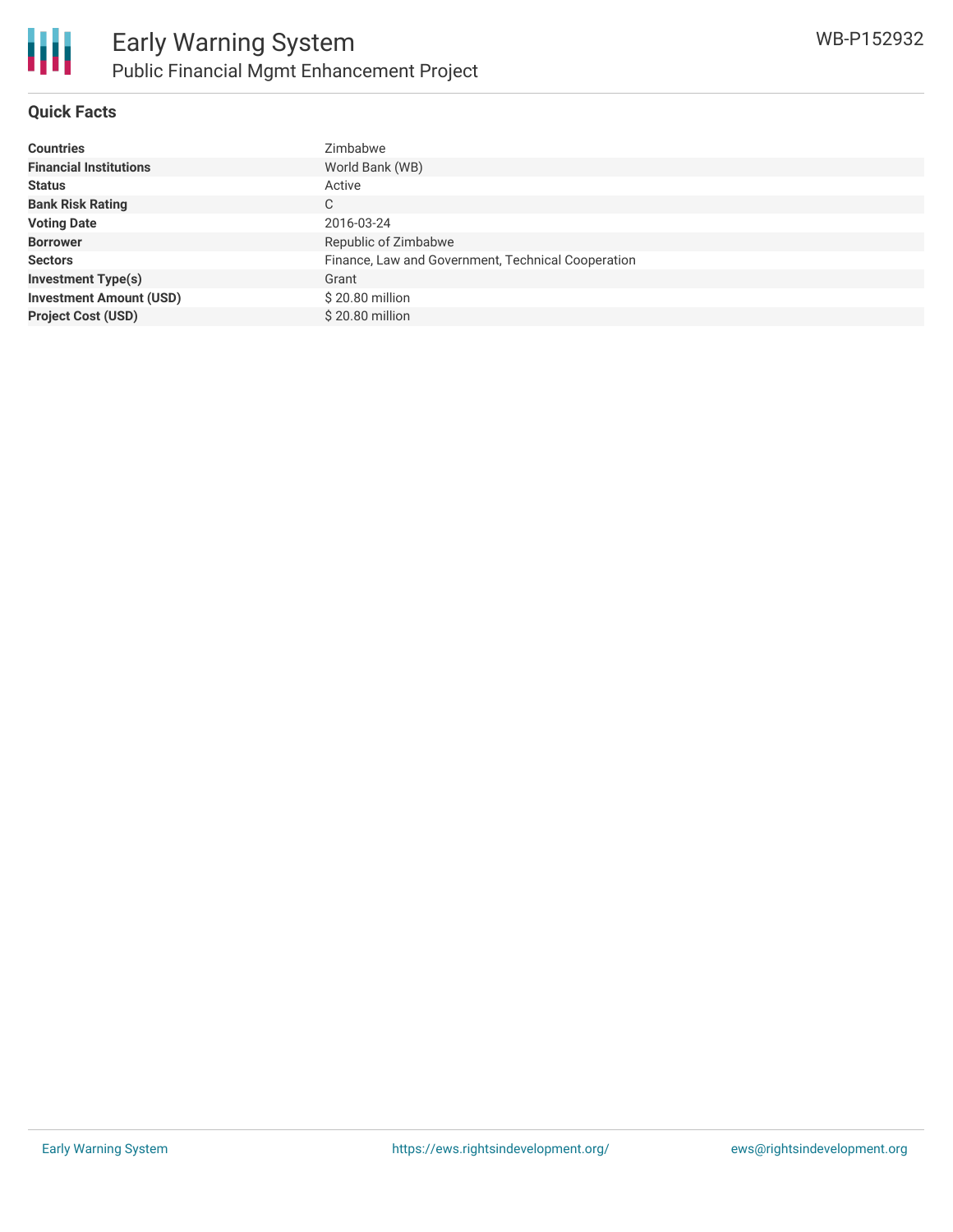## Quick Facts

| | |
|---|---|
| **Countries** | Zimbabwe |
| **Financial Institutions** | World Bank (WB) |
| **Status** | Active |
| **Bank Risk Rating** | C |
| **Voting Date** | 2016-03-24 |
| **Borrower** | Republic of Zimbabwe |
| **Sectors** | Finance, Law and Government, Technical Cooperation |
| **Investment Type(s)** | Grant |
| **Investment Amount (USD)** | $ 20.80 million |
| **Project Cost (USD)** | $ 20.80 million |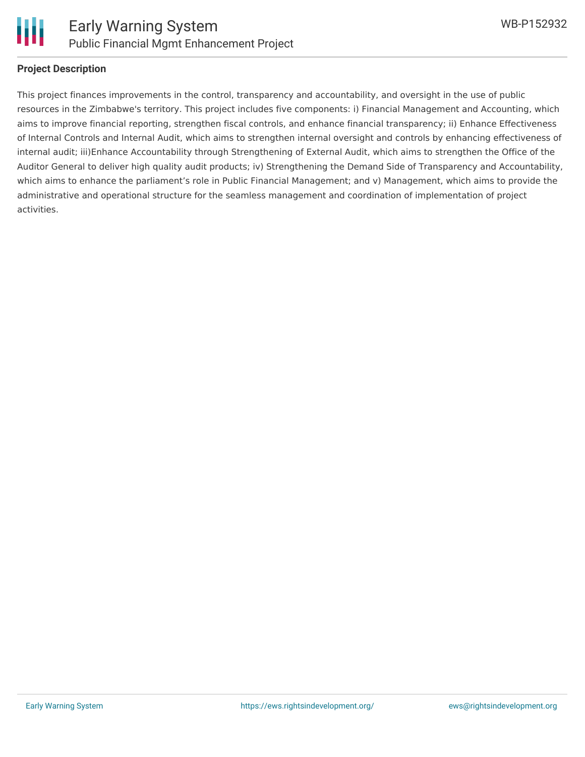## Project Description

This project finances improvements in the control, transparency and accountability, and oversight in the use of public resources in the Zimbabwe's territory. This project includes five components: i) Financial Management and Accounting, which aims to improve financial reporting, strengthen fiscal controls, and enhance financial transparency; ii) Enhance Effectiveness of Internal Controls and Internal Audit, which aims to strengthen internal oversight and controls by enhancing effectiveness of internal audit; iii)Enhance Accountability through Strengthening of External Audit, which aims to strengthen the Office of the Auditor General to deliver high quality audit products; iv) Strengthening the Demand Side of Transparency and Accountability, which aims to enhance the parliament's role in Public Financial Management; and v) Management, which aims to provide the administrative and operational structure for the seamless management and coordination of implementation of project activities.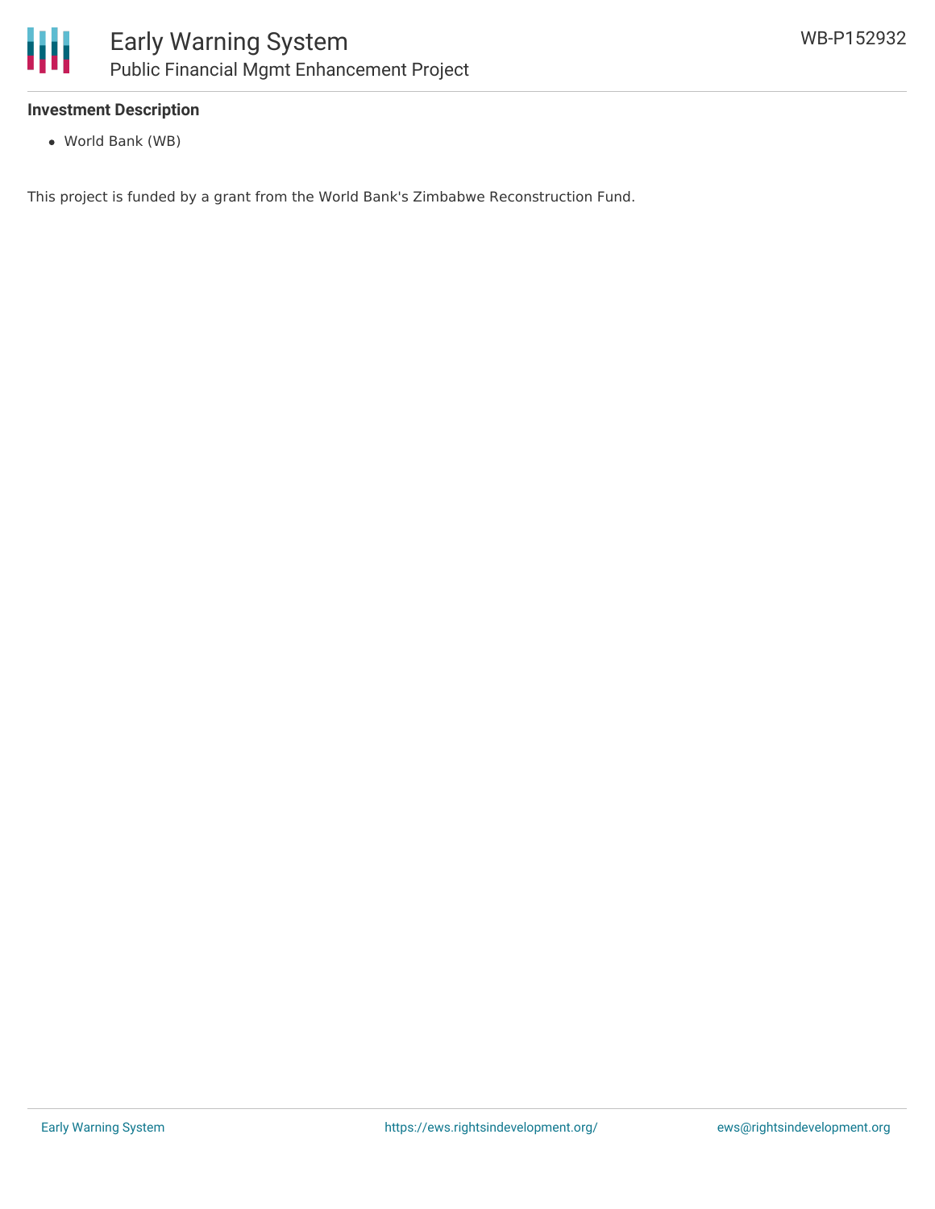**Investment Description**

- World Bank (WB)

This project is funded by a grant from the World Bank's Zimbabwe Reconstruction Fund.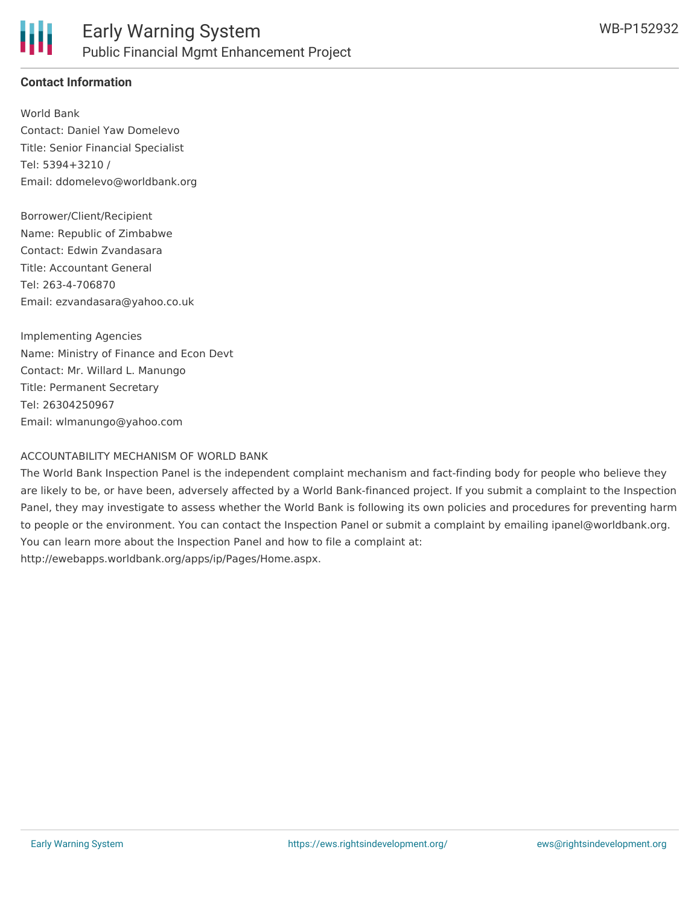**Contact Information**

World Bank
Contact: Daniel Yaw Domelevo
Title: Senior Financial Specialist
Tel: 5394+3210 /
Email: ddomelevo@worldbank.org

Borrower/Client/Recipient
Name: Republic of Zimbabwe
Contact: Edwin Zvandasara
Title: Accountant General
Tel: 263-4-706870
Email: ezvandasara@yahoo.co.uk

Implementing Agencies
Name: Ministry of Finance and Econ Devt
Contact: Mr. Willard L. Manungo
Title: Permanent Secretary
Tel: 26304250967
Email: wlmanungo@yahoo.com

ACCOUNTABILITY MECHANISM OF WORLD BANK
The World Bank Inspection Panel is the independent complaint mechanism and fact-finding body for people who believe they are likely to be, or have been, adversely affected by a World Bank-financed project. If you submit a complaint to the Inspection Panel, they may investigate to assess whether the World Bank is following its own policies and procedures for preventing harm to people or the environment. You can contact the Inspection Panel or submit a complaint by emailing ipanel@worldbank.org. You can learn more about the Inspection Panel and how to file a complaint at: http://ewebapps.worldbank.org/apps/ip/Pages/Home.aspx.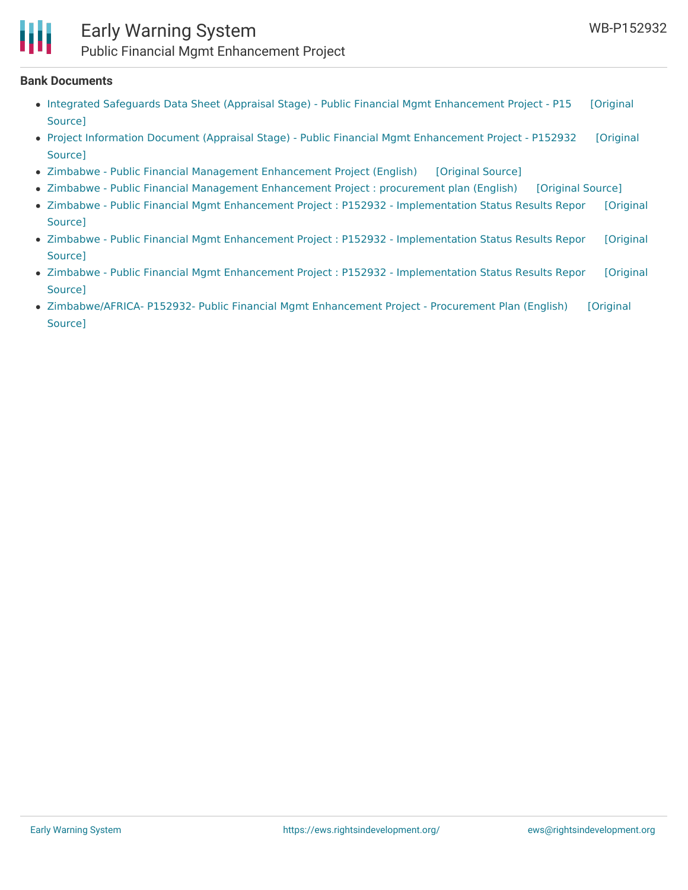**Bank Documents**

- Integrated Safeguards Data Sheet (Appraisal Stage) - Public Financial Mgmt Enhancement Project - P15 [Original Source]
- Project Information Document (Appraisal Stage) - Public Financial Mgmt Enhancement Project - P152932 [Original Source]
- Zimbabwe - Public Financial Management Enhancement Project (English) [Original Source]
- Zimbabwe - Public Financial Management Enhancement Project : procurement plan (English) [Original Source]
- Zimbabwe - Public Financial Mgmt Enhancement Project : P152932 - Implementation Status Results Repor [Original Source]
- Zimbabwe - Public Financial Mgmt Enhancement Project : P152932 - Implementation Status Results Repor [Original Source]
- Zimbabwe - Public Financial Mgmt Enhancement Project : P152932 - Implementation Status Results Repor [Original Source]
- Zimbabwe/AFRICA- P152932- Public Financial Mgmt Enhancement Project - Procurement Plan (English) [Original Source]